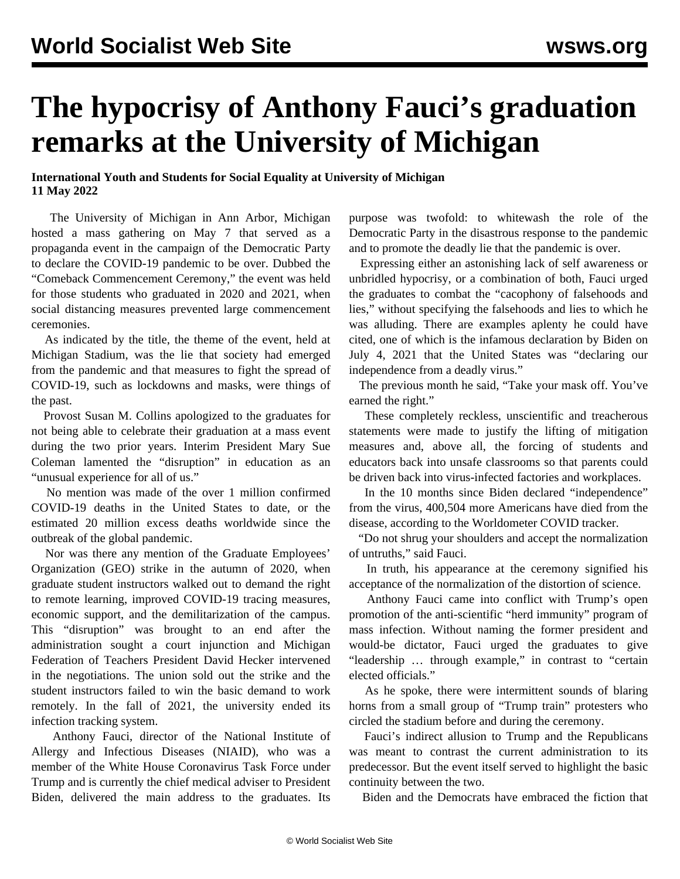# The hypocrisy of Anthony Fauci's graduation remarks at the University of Michigan

**International Youth and Students for Social Equality at University of Michigan**
**11 May 2022**

The University of Michigan in Ann Arbor, Michigan hosted a mass gathering on May 7 that served as a propaganda event in the campaign of the Democratic Party to declare the COVID-19 pandemic to be over. Dubbed the "Comeback Commencement Ceremony," the event was held for those students who graduated in 2020 and 2021, when social distancing measures prevented large commencement ceremonies.

As indicated by the title, the theme of the event, held at Michigan Stadium, was the lie that society had emerged from the pandemic and that measures to fight the spread of COVID-19, such as lockdowns and masks, were things of the past.

Provost Susan M. Collins apologized to the graduates for not being able to celebrate their graduation at a mass event during the two prior years. Interim President Mary Sue Coleman lamented the "disruption" in education as an "unusual experience for all of us."

No mention was made of the over 1 million confirmed COVID-19 deaths in the United States to date, or the estimated 20 million excess deaths worldwide since the outbreak of the global pandemic.

Nor was there any mention of the Graduate Employees' Organization (GEO) strike in the autumn of 2020, when graduate student instructors walked out to demand the right to remote learning, improved COVID-19 tracing measures, economic support, and the demilitarization of the campus. This "disruption" was brought to an end after the administration sought a court injunction and Michigan Federation of Teachers President David Hecker intervened in the negotiations. The union sold out the strike and the student instructors failed to win the basic demand to work remotely. In the fall of 2021, the university ended its infection tracking system.

Anthony Fauci, director of the National Institute of Allergy and Infectious Diseases (NIAID), who was a member of the White House Coronavirus Task Force under Trump and is currently the chief medical adviser to President Biden, delivered the main address to the graduates. Its purpose was twofold: to whitewash the role of the Democratic Party in the disastrous response to the pandemic and to promote the deadly lie that the pandemic is over.

Expressing either an astonishing lack of self awareness or unbridled hypocrisy, or a combination of both, Fauci urged the graduates to combat the "cacophony of falsehoods and lies," without specifying the falsehoods and lies to which he was alluding. There are examples aplenty he could have cited, one of which is the infamous declaration by Biden on July 4, 2021 that the United States was "declaring our independence from a deadly virus."

The previous month he said, "Take your mask off. You've earned the right."

These completely reckless, unscientific and treacherous statements were made to justify the lifting of mitigation measures and, above all, the forcing of students and educators back into unsafe classrooms so that parents could be driven back into virus-infected factories and workplaces.

In the 10 months since Biden declared "independence" from the virus, 400,504 more Americans have died from the disease, according to the Worldometer COVID tracker.

"Do not shrug your shoulders and accept the normalization of untruths," said Fauci.

In truth, his appearance at the ceremony signified his acceptance of the normalization of the distortion of science.

Anthony Fauci came into conflict with Trump's open promotion of the anti-scientific "herd immunity" program of mass infection. Without naming the former president and would-be dictator, Fauci urged the graduates to give "leadership … through example," in contrast to "certain elected officials."

As he spoke, there were intermittent sounds of blaring horns from a small group of "Trump train" protesters who circled the stadium before and during the ceremony.

Fauci's indirect allusion to Trump and the Republicans was meant to contrast the current administration to its predecessor. But the event itself served to highlight the basic continuity between the two.

Biden and the Democrats have embraced the fiction that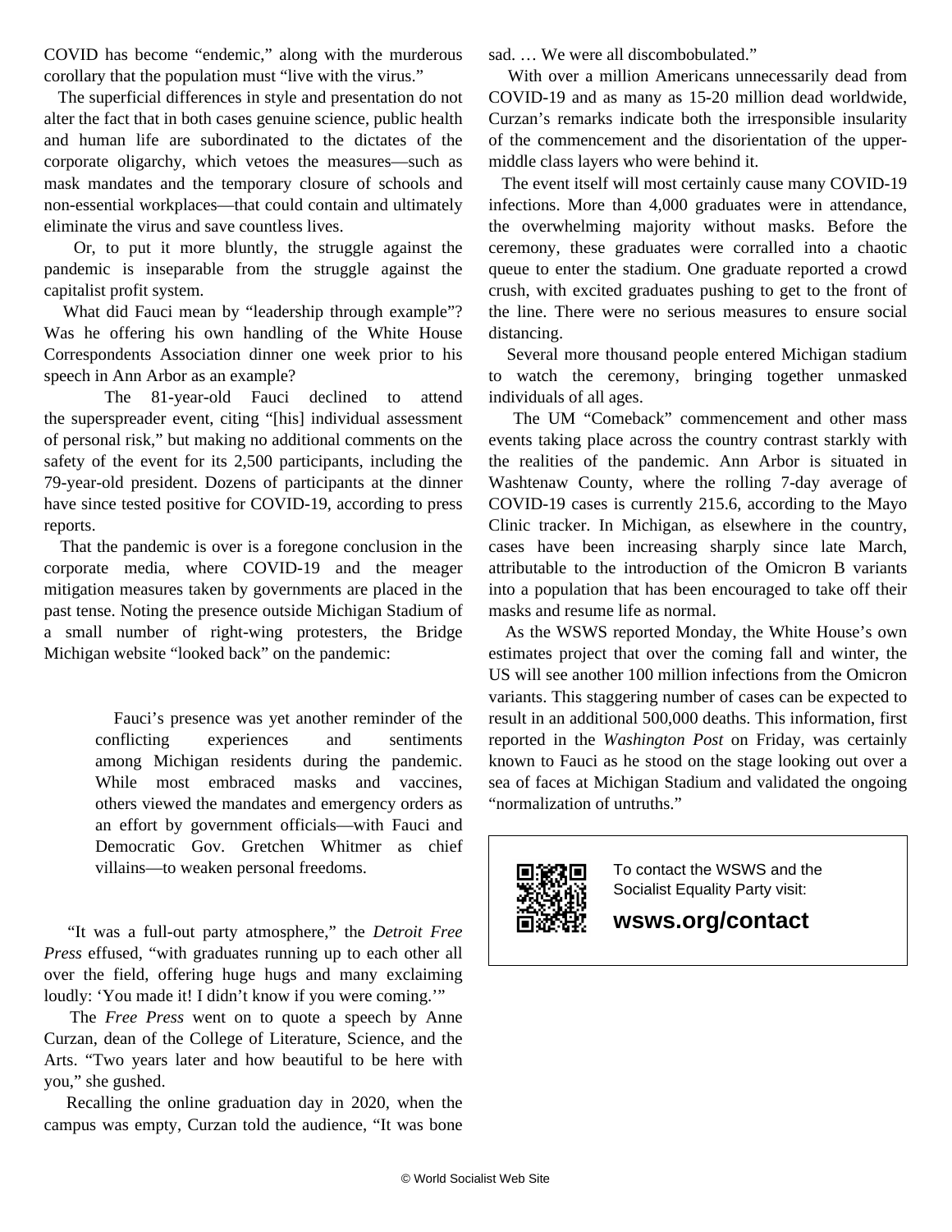COVID has become "endemic," along with the murderous corollary that the population must "live with the virus."

The superficial differences in style and presentation do not alter the fact that in both cases genuine science, public health and human life are subordinated to the dictates of the corporate oligarchy, which vetoes the measures—such as mask mandates and the temporary closure of schools and non-essential workplaces—that could contain and ultimately eliminate the virus and save countless lives.

Or, to put it more bluntly, the struggle against the pandemic is inseparable from the struggle against the capitalist profit system.

What did Fauci mean by "leadership through example"? Was he offering his own handling of the White House Correspondents Association dinner one week prior to his speech in Ann Arbor as an example?

The 81-year-old Fauci declined to attend the superspreader event, citing "[his] individual assessment of personal risk," but making no additional comments on the safety of the event for its 2,500 participants, including the 79-year-old president. Dozens of participants at the dinner have since tested positive for COVID-19, according to press reports.

That the pandemic is over is a foregone conclusion in the corporate media, where COVID-19 and the meager mitigation measures taken by governments are placed in the past tense. Noting the presence outside Michigan Stadium of a small number of right-wing protesters, the Bridge Michigan website "looked back" on the pandemic:

> Fauci's presence was yet another reminder of the conflicting experiences and sentiments among Michigan residents during the pandemic. While most embraced masks and vaccines, others viewed the mandates and emergency orders as an effort by government officials—with Fauci and Democratic Gov. Gretchen Whitmer as chief villains—to weaken personal freedoms.

"It was a full-out party atmosphere," the *Detroit Free Press* effused, "with graduates running up to each other all over the field, offering huge hugs and many exclaiming loudly: 'You made it! I didn't know if you were coming.'"

The *Free Press* went on to quote a speech by Anne Curzan, dean of the College of Literature, Science, and the Arts. "Two years later and how beautiful to be here with you," she gushed.

Recalling the online graduation day in 2020, when the campus was empty, Curzan told the audience, "It was bone sad. … We were all discombobulated."

With over a million Americans unnecessarily dead from COVID-19 and as many as 15-20 million dead worldwide, Curzan's remarks indicate both the irresponsible insularity of the commencement and the disorientation of the upper-middle class layers who were behind it.

The event itself will most certainly cause many COVID-19 infections. More than 4,000 graduates were in attendance, the overwhelming majority without masks. Before the ceremony, these graduates were corralled into a chaotic queue to enter the stadium. One graduate reported a crowd crush, with excited graduates pushing to get to the front of the line. There were no serious measures to ensure social distancing.

Several more thousand people entered Michigan stadium to watch the ceremony, bringing together unmasked individuals of all ages.

The UM "Comeback" commencement and other mass events taking place across the country contrast starkly with the realities of the pandemic. Ann Arbor is situated in Washtenaw County, where the rolling 7-day average of COVID-19 cases is currently 215.6, according to the Mayo Clinic tracker. In Michigan, as elsewhere in the country, cases have been increasing sharply since late March, attributable to the introduction of the Omicron B variants into a population that has been encouraged to take off their masks and resume life as normal.

As the WSWS reported Monday, the White House's own estimates project that over the coming fall and winter, the US will see another 100 million infections from the Omicron variants. This staggering number of cases can be expected to result in an additional 500,000 deaths. This information, first reported in the *Washington Post* on Friday, was certainly known to Fauci as he stood on the stage looking out over a sea of faces at Michigan Stadium and validated the ongoing "normalization of untruths."

To contact the WSWS and the Socialist Equality Party visit:

**wsws.org/contact**